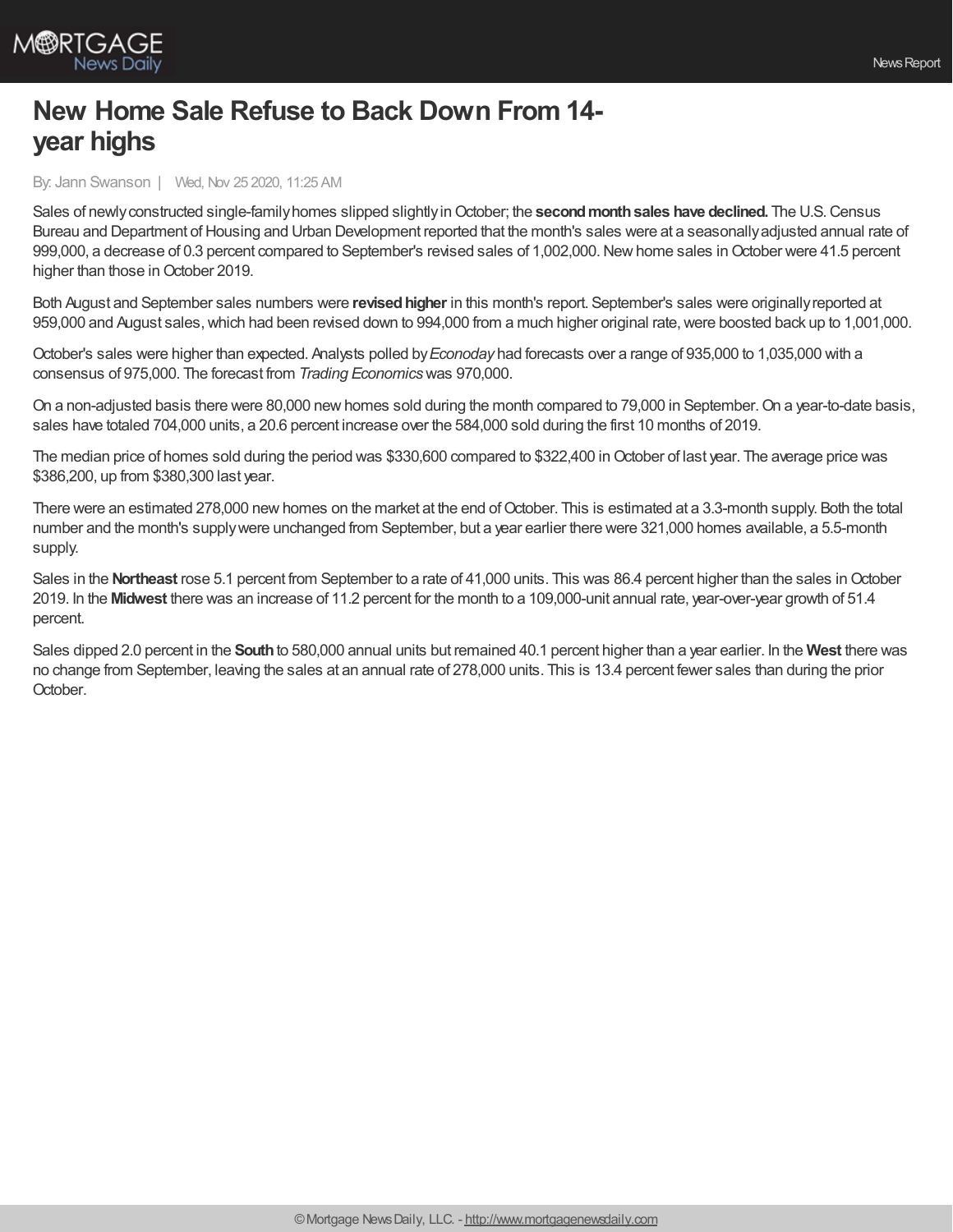# New Home Sale Refuse to Back Down From 14-year highs

By: Jann Swanson | Wed, Nov 25 2020, 11:25 AM

Sales of newly constructed single-family homes slipped slightly in October; the **second month sales have declined.** The U.S. Census Bureau and Department of Housing and Urban Development reported that the month's sales were at a seasonally adjusted annual rate of 999,000, a decrease of 0.3 percent compared to September's revised sales of 1,002,000. New home sales in October were 41.5 percent higher than those in October 2019.

Both August and September sales numbers were **revised higher** in this month's report. September's sales were originally reported at 959,000 and August sales, which had been revised down to 994,000 from a much higher original rate, were boosted back up to 1,001,000.

October's sales were higher than expected. Analysts polled by *Econoday* had forecasts over a range of 935,000 to 1,035,000 with a consensus of 975,000. The forecast from *Trading Economics* was 970,000.

On a non-adjusted basis there were 80,000 new homes sold during the month compared to 79,000 in September. On a year-to-date basis, sales have totaled 704,000 units, a 20.6 percent increase over the 584,000 sold during the first 10 months of 2019.

The median price of homes sold during the period was $330,600 compared to $322,400 in October of last year. The average price was $386,200, up from $380,300 last year.

There were an estimated 278,000 new homes on the market at the end of October. This is estimated at a 3.3-month supply. Both the total number and the month's supply were unchanged from September, but a year earlier there were 321,000 homes available, a 5.5-month supply.

Sales in the **Northeast** rose 5.1 percent from September to a rate of 41,000 units. This was 86.4 percent higher than the sales in October 2019. In the **Midwest** there was an increase of 11.2 percent for the month to a 109,000-unit annual rate, year-over-year growth of 51.4 percent.

Sales dipped 2.0 percent in the **South** to 580,000 annual units but remained 40.1 percent higher than a year earlier. In the **West** there was no change from September, leaving the sales at an annual rate of 278,000 units. This is 13.4 percent fewer sales than during the prior October.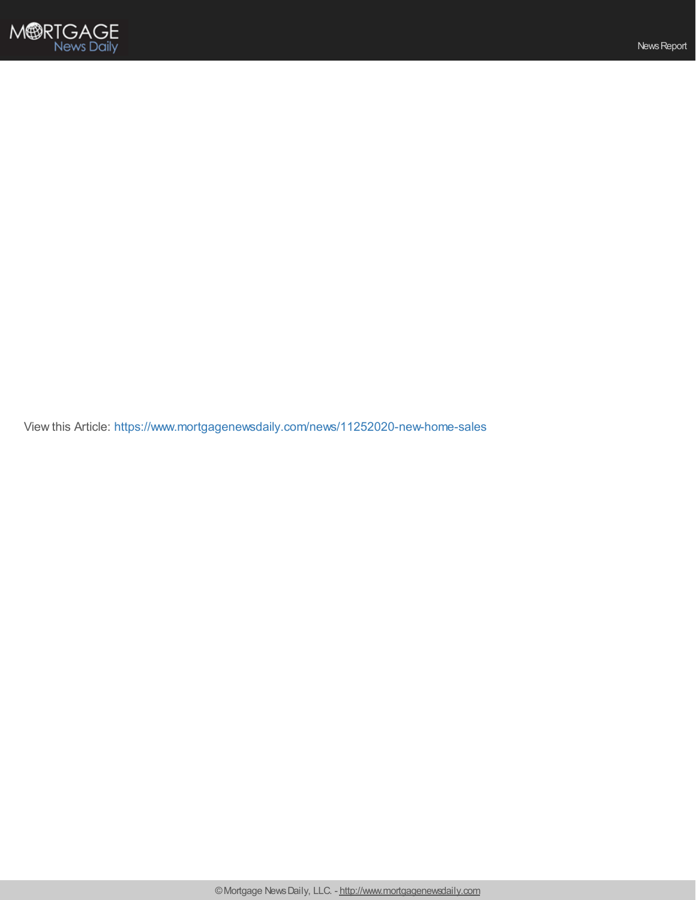View this Article: https://www.mortgagenewsdaily.com/news/11252020-new-home-sales